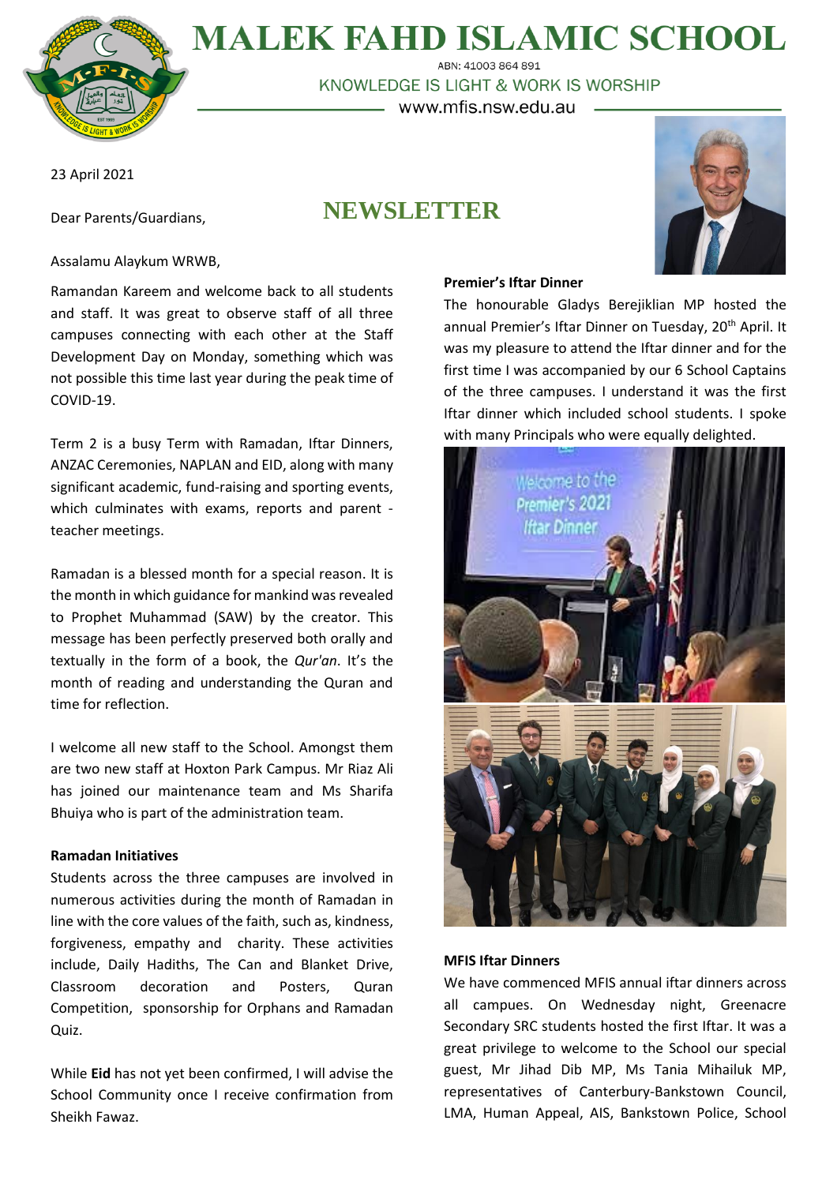# MALEK FAHD ISLAMIC SCHOOL

ABN: 41003 864 891

KNOWLEDGE IS LIGHT & WORK IS WORSHIP

www.mfis.nsw.edu.au

23 April 2021

## NEWSLETTER

Dear Parents/Guardians,

Assalamu Alaykum WRWB,

Ramandan Kareem and welcome back to all students and staff. It was great to observe staff of all three campuses connecting with each other at the Staff Development Day on Monday, something which was not possible this time last year during the peak time of COVID-19.

Term 2 is a busy Term with Ramadan, Iftar Dinners, ANZAC Ceremonies, NAPLAN and EID, along with many significant academic, fund-raising and sporting events, which culminates with exams, reports and parent - teacher meetings.

Ramadan is a blessed month for a special reason. It is the month in which guidance for mankind was revealed to Prophet Muhammad (SAW) by the creator. This message has been perfectly preserved both orally and textually in the form of a book, the *Qur'an*. It's the month of reading and understanding the Quran and time for reflection.

I welcome all new staff to the School. Amongst them are two new staff at Hoxton Park Campus. Mr Riaz Ali has joined our maintenance team and Ms Sharifa Bhuiya who is part of the administration team.

**Ramadan Initiatives**

Students across the three campuses are involved in numerous activities during the month of Ramadan in line with the core values of the faith, such as, kindness, forgiveness, empathy and charity. These activities include, Daily Hadiths, The Can and Blanket Drive, Classroom decoration and Posters, Quran Competition, sponsorship for Orphans and Ramadan Quiz.

While **Eid** has not yet been confirmed, I will advise the School Community once I receive confirmation from Sheikh Fawaz.

**Premier's Iftar Dinner**

The honourable Gladys Berejiklian MP hosted the annual Premier's Iftar Dinner on Tuesday, 20th April. It was my pleasure to attend the Iftar dinner and for the first time I was accompanied by our 6 School Captains of the three campuses. I understand it was the first Iftar dinner which included school students. I spoke with many Principals who were equally delighted.

**MFIS Iftar Dinners**

We have commenced MFIS annual iftar dinners across all campues. On Wednesday night, Greenacre Secondary SRC students hosted the first Iftar. It was a great privilege to welcome to the School our special guest, Mr Jihad Dib MP, Ms Tania Mihailuk MP, representatives of Canterbury-Bankstown Council, LMA, Human Appeal, AIS, Bankstown Police, School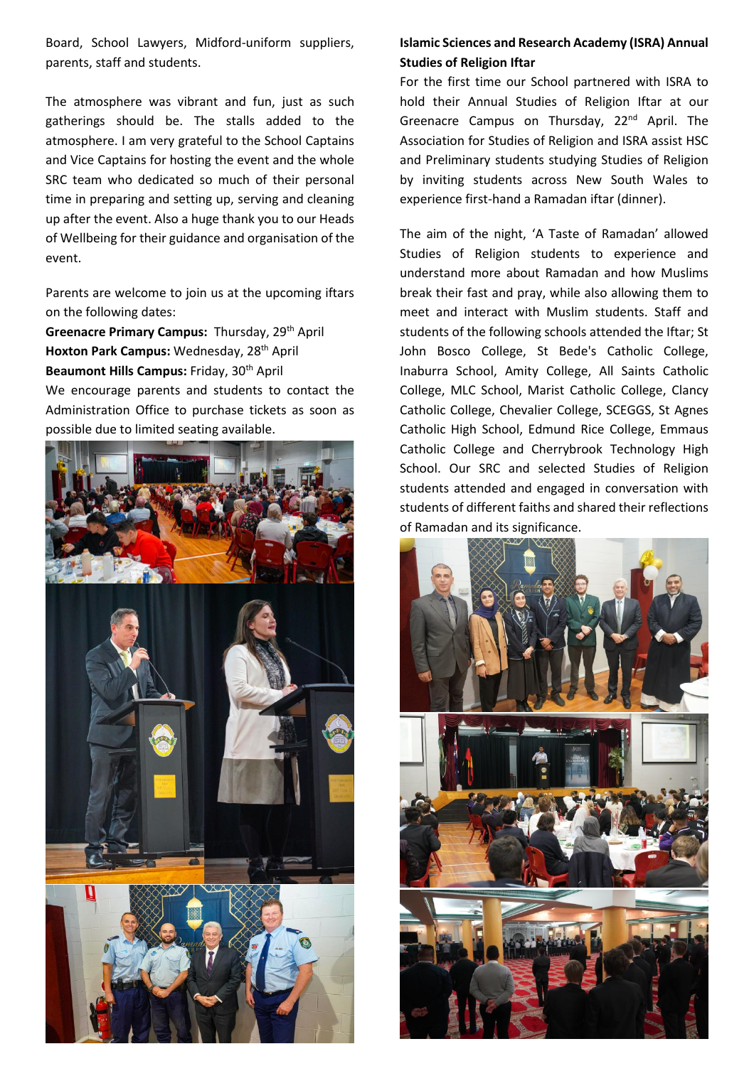Board, School Lawyers, Midford-uniform suppliers, parents, staff and students.

The atmosphere was vibrant and fun, just as such gatherings should be. The stalls added to the atmosphere. I am very grateful to the School Captains and Vice Captains for hosting the event and the whole SRC team who dedicated so much of their personal time in preparing and setting up, serving and cleaning up after the event. Also a huge thank you to our Heads of Wellbeing for their guidance and organisation of the event.

Parents are welcome to join us at the upcoming iftars on the following dates:

**Greenacre Primary Campus:** Thursday, 29th April
**Hoxton Park Campus:** Wednesday, 28th April
**Beaumont Hills Campus:** Friday, 30th April

We encourage parents and students to contact the Administration Office to purchase tickets as soon as possible due to limited seating available.

**Islamic Sciences and Research Academy (ISRA) Annual Studies of Religion Iftar**

For the first time our School partnered with ISRA to hold their Annual Studies of Religion Iftar at our Greenacre Campus on Thursday, 22nd April. The Association for Studies of Religion and ISRA assist HSC and Preliminary students studying Studies of Religion by inviting students across New South Wales to experience first-hand a Ramadan iftar (dinner).

The aim of the night, 'A Taste of Ramadan' allowed Studies of Religion students to experience and understand more about Ramadan and how Muslims break their fast and pray, while also allowing them to meet and interact with Muslim students. Staff and students of the following schools attended the Iftar; St John Bosco College, St Bede's Catholic College, Inaburra School, Amity College, All Saints Catholic College, MLC School, Marist Catholic College, Clancy Catholic College, Chevalier College, SCEGGS, St Agnes Catholic High School, Edmund Rice College, Emmaus Catholic College and Cherrybrook Technology High School. Our SRC and selected Studies of Religion students attended and engaged in conversation with students of different faiths and shared their reflections of Ramadan and its significance.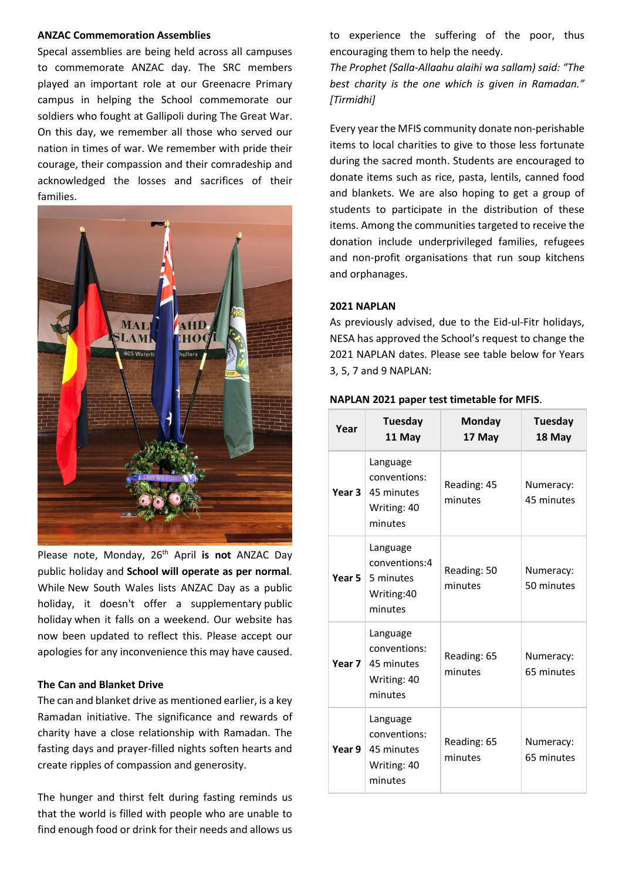**ANZAC Commemoration Assemblies**

Specal assemblies are being held across all campuses to commemorate ANZAC day. The SRC members played an important role at our Greenacre Primary campus in helping the School commemorate our soldiers who fought at Gallipoli during The Great War. On this day, we remember all those who served our nation in times of war. We remember with pride their courage, their compassion and their comradeship and acknowledged the losses and sacrifices of their families.

Please note, Monday, 26th April **is not** ANZAC Day public holiday and **School will operate as per normal**. While New South Wales lists ANZAC Day as a public holiday, it doesn't offer a supplementary public holiday when it falls on a weekend. Our website has now been updated to reflect this. Please accept our apologies for any inconvenience this may have caused.

**The Can and Blanket Drive**

The can and blanket drive as mentioned earlier, is a key Ramadan initiative. The significance and rewards of charity have a close relationship with Ramadan. The fasting days and prayer-filled nights soften hearts and create ripples of compassion and generosity.

The hunger and thirst felt during fasting reminds us that the world is filled with people who are unable to find enough food or drink for their needs and allows us to experience the suffering of the poor, thus encouraging them to help the needy.

*The Prophet (Salla-Allaahu alaihi wa sallam) said: "The best charity is the one which is given in Ramadan." [Tirmidhi]*

Every year the MFIS community donate non-perishable items to local charities to give to those less fortunate during the sacred month. Students are encouraged to donate items such as rice, pasta, lentils, canned food and blankets. We are also hoping to get a group of students to participate in the distribution of these items. Among the communities targeted to receive the donation include underprivileged families, refugees and non-profit organisations that run soup kitchens and orphanages.

**2021 NAPLAN**

As previously advised, due to the Eid-ul-Fitr holidays, NESA has approved the School's request to change the 2021 NAPLAN dates. Please see table below for Years 3, 5, 7 and 9 NAPLAN:

**NAPLAN 2021 paper test timetable for MFIS**.

| Year | Tuesday 11 May | Monday 17 May | Tuesday 18 May |
|---|---|---|---|
| Year 3 | Language conventions: 45 minutes Writing: 40 minutes | Reading: 45 minutes | Numeracy: 45 minutes |
| Year 5 | Language conventions:45 minutes Writing:40 minutes | Reading: 50 minutes | Numeracy: 50 minutes |
| Year 7 | Language conventions: 45 minutes Writing: 40 minutes | Reading: 65 minutes | Numeracy: 65 minutes |
| Year 9 | Language conventions: 45 minutes Writing: 40 minutes | Reading: 65 minutes | Numeracy: 65 minutes |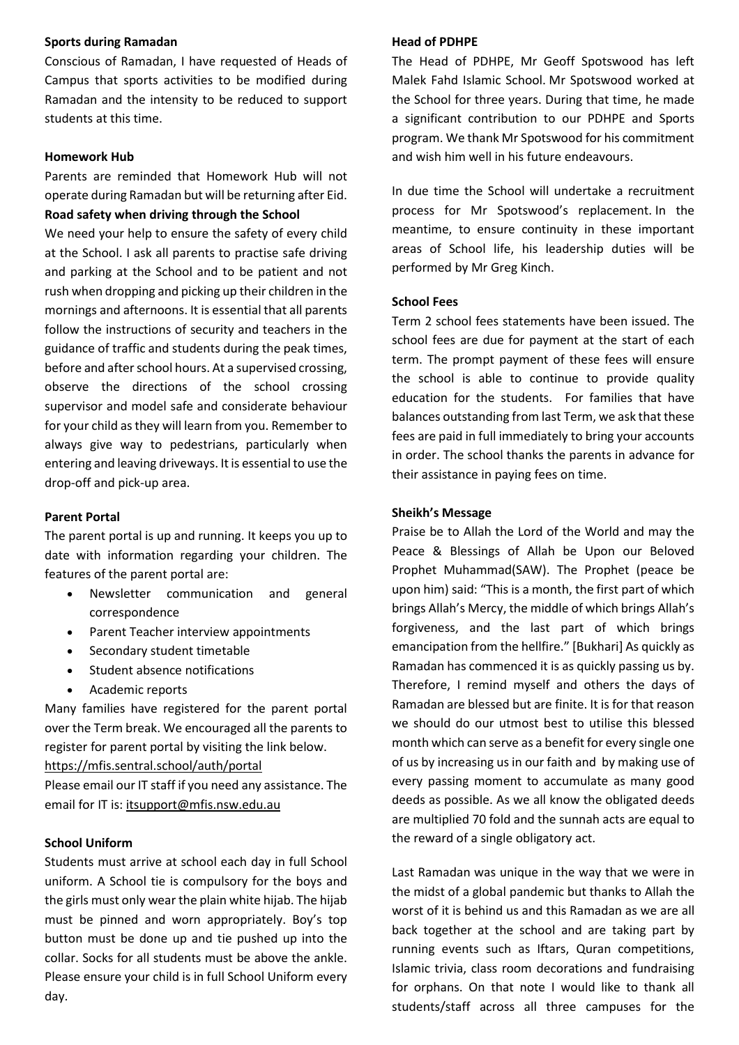**Sports during Ramadan**

Conscious of Ramadan, I have requested of Heads of Campus that sports activities to be modified during Ramadan and the intensity to be reduced to support students at this time.

**Homework Hub**

Parents are reminded that Homework Hub will not operate during Ramadan but will be returning after Eid.

**Road safety when driving through the School**

We need your help to ensure the safety of every child at the School. I ask all parents to practise safe driving and parking at the School and to be patient and not rush when dropping and picking up their children in the mornings and afternoons. It is essential that all parents follow the instructions of security and teachers in the guidance of traffic and students during the peak times, before and after school hours. At a supervised crossing, observe the directions of the school crossing supervisor and model safe and considerate behaviour for your child as they will learn from you. Remember to always give way to pedestrians, particularly when entering and leaving driveways. It is essential to use the drop-off and pick-up area.

**Parent Portal**

The parent portal is up and running. It keeps you up to date with information regarding your children. The features of the parent portal are:

- Newsletter communication and general correspondence
- Parent Teacher interview appointments
- Secondary student timetable
- Student absence notifications
- Academic reports

Many families have registered for the parent portal over the Term break. We encouraged all the parents to register for parent portal by visiting the link below.
https://mfis.sentral.school/auth/portal

Please email our IT staff if you need any assistance. The email for IT is: itsupport@mfis.nsw.edu.au

**School Uniform**

Students must arrive at school each day in full School uniform. A School tie is compulsory for the boys and the girls must only wear the plain white hijab. The hijab must be pinned and worn appropriately. Boy's top button must be done up and tie pushed up into the collar. Socks for all students must be above the ankle. Please ensure your child is in full School Uniform every day.

**Head of PDHPE**

The Head of PDHPE, Mr Geoff Spotswood has left Malek Fahd Islamic School. Mr Spotswood worked at the School for three years. During that time, he made a significant contribution to our PDHPE and Sports program. We thank Mr Spotswood for his commitment and wish him well in his future endeavours.

In due time the School will undertake a recruitment process for Mr Spotswood's replacement. In the meantime, to ensure continuity in these important areas of School life, his leadership duties will be performed by Mr Greg Kinch.

**School Fees**

Term 2 school fees statements have been issued. The school fees are due for payment at the start of each term. The prompt payment of these fees will ensure the school is able to continue to provide quality education for the students. For families that have balances outstanding from last Term, we ask that these fees are paid in full immediately to bring your accounts in order. The school thanks the parents in advance for their assistance in paying fees on time.

**Sheikh's Message**

Praise be to Allah the Lord of the World and may the Peace & Blessings of Allah be Upon our Beloved Prophet Muhammad(SAW). The Prophet (peace be upon him) said: "This is a month, the first part of which brings Allah's Mercy, the middle of which brings Allah's forgiveness, and the last part of which brings emancipation from the hellfire." [Bukhari] As quickly as Ramadan has commenced it is as quickly passing us by. Therefore, I remind myself and others the days of Ramadan are blessed but are finite. It is for that reason we should do our utmost best to utilise this blessed month which can serve as a benefit for every single one of us by increasing us in our faith and by making use of every passing moment to accumulate as many good deeds as possible. As we all know the obligated deeds are multiplied 70 fold and the sunnah acts are equal to the reward of a single obligatory act.

Last Ramadan was unique in the way that we were in the midst of a global pandemic but thanks to Allah the worst of it is behind us and this Ramadan as we are all back together at the school and are taking part by running events such as Iftars, Quran competitions, Islamic trivia, class room decorations and fundraising for orphans. On that note I would like to thank all students/staff across all three campuses for the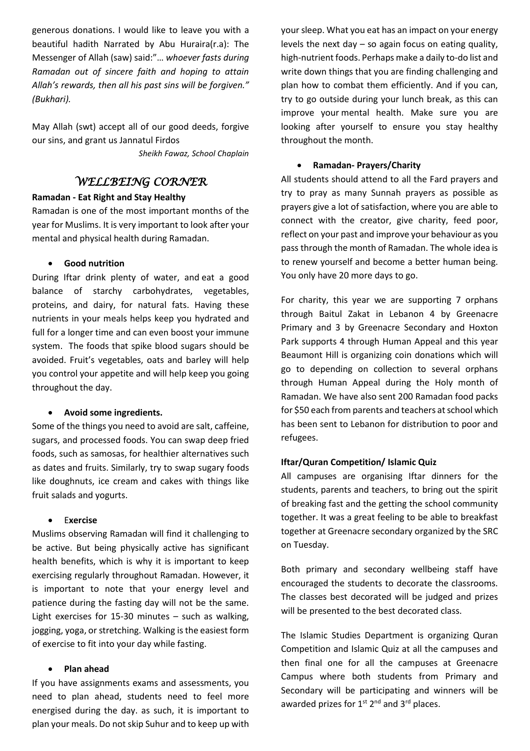generous donations. I would like to leave you with a beautiful hadith Narrated by Abu Huraira(r.a): The Messenger of Allah (saw) said:"… *whoever fasts during Ramadan out of sincere faith and hoping to attain Allah's rewards, then all his past sins will be forgiven." (Bukhari).*

May Allah (swt) accept all of our good deeds, forgive our sins, and grant us Jannatul Firdos

*Sheikh Fawaz, School Chaplain*

## *WELLBEING CORNER*

**Ramadan - Eat Right and Stay Healthy**

Ramadan is one of the most important months of the year for Muslims. It is very important to look after your mental and physical health during Ramadan.

- **Good nutrition**

During Iftar drink plenty of water, and eat a good balance of starchy carbohydrates, vegetables, proteins, and dairy, for natural fats. Having these nutrients in your meals helps keep you hydrated and full for a longer time and can even boost your immune system. The foods that spike blood sugars should be avoided. Fruit's vegetables, oats and barley will help you control your appetite and will help keep you going throughout the day.

- **Avoid some ingredients.**

Some of the things you need to avoid are salt, caffeine, sugars, and processed foods. You can swap deep fried foods, such as samosas, for healthier alternatives such as dates and fruits. Similarly, try to swap sugary foods like doughnuts, ice cream and cakes with things like fruit salads and yogurts.

- E**xercise**

Muslims observing Ramadan will find it challenging to be active. But being physically active has significant health benefits, which is why it is important to keep exercising regularly throughout Ramadan. However, it is important to note that your energy level and patience during the fasting day will not be the same. Light exercises for 15-30 minutes – such as walking, jogging, yoga, or stretching. Walking is the easiest form of exercise to fit into your day while fasting.

- **Plan ahead**

If you have assignments exams and assessments, you need to plan ahead, students need to feel more energised during the day. as such, it is important to plan your meals. Do not skip Suhur and to keep up with your sleep. What you eat has an impact on your energy levels the next day – so again focus on eating quality, high-nutrient foods. Perhaps make a daily to-do list and write down things that you are finding challenging and plan how to combat them efficiently. And if you can, try to go outside during your lunch break, as this can improve your mental health. Make sure you are looking after yourself to ensure you stay healthy throughout the month.

- **Ramadan- Prayers/Charity**

All students should attend to all the Fard prayers and try to pray as many Sunnah prayers as possible as prayers give a lot of satisfaction, where you are able to connect with the creator, give charity, feed poor, reflect on your past and improve your behaviour as you pass through the month of Ramadan. The whole idea is to renew yourself and become a better human being. You only have 20 more days to go.

For charity, this year we are supporting 7 orphans through Baitul Zakat in Lebanon 4 by Greenacre Primary and 3 by Greenacre Secondary and Hoxton Park supports 4 through Human Appeal and this year Beaumont Hill is organizing coin donations which will go to depending on collection to several orphans through Human Appeal during the Holy month of Ramadan. We have also sent 200 Ramadan food packs for $50 each from parents and teachers at school which has been sent to Lebanon for distribution to poor and refugees.

**Iftar/Quran Competition/ Islamic Quiz**

All campuses are organising Iftar dinners for the students, parents and teachers, to bring out the spirit of breaking fast and the getting the school community together. It was a great feeling to be able to breakfast together at Greenacre secondary organized by the SRC on Tuesday.

Both primary and secondary wellbeing staff have encouraged the students to decorate the classrooms. The classes best decorated will be judged and prizes will be presented to the best decorated class.

The Islamic Studies Department is organizing Quran Competition and Islamic Quiz at all the campuses and then final one for all the campuses at Greenacre Campus where both students from Primary and Secondary will be participating and winners will be awarded prizes for 1st 2nd and 3rd places.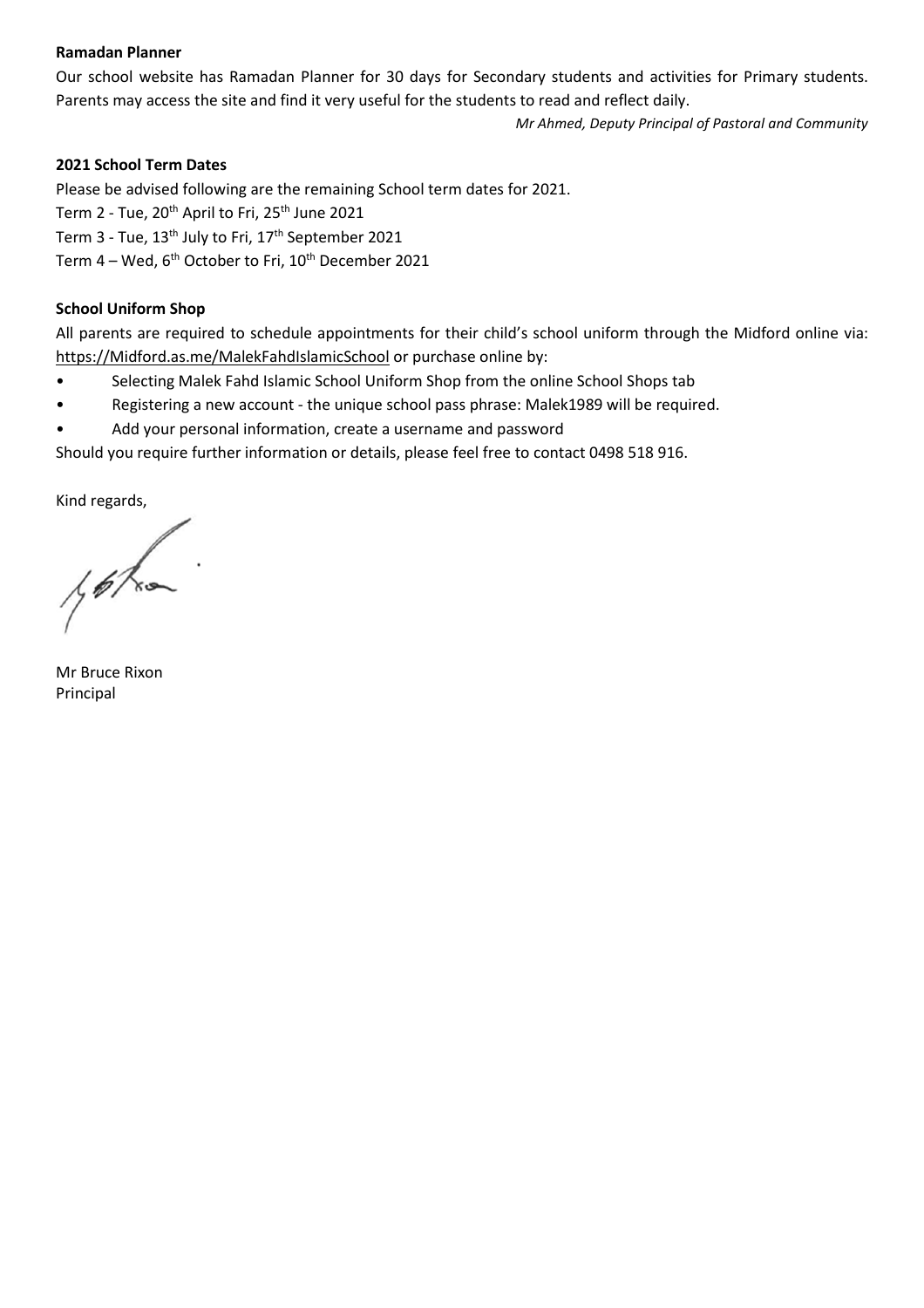**Ramadan Planner**

Our school website has Ramadan Planner for 30 days for Secondary students and activities for Primary students. Parents may access the site and find it very useful for the students to read and reflect daily.

*Mr Ahmed, Deputy Principal of Pastoral and Community*

**2021 School Term Dates**

Please be advised following are the remaining School term dates for 2021.

Term 2 - Tue, 20th April to Fri, 25th June 2021

Term 3 - Tue, 13th July to Fri, 17th September 2021

Term 4 – Wed, 6th October to Fri, 10th December 2021

**School Uniform Shop**

All parents are required to schedule appointments for their child's school uniform through the Midford online via: https://Midford.as.me/MalekFahdIslamicSchool or purchase online by:

- Selecting Malek Fahd Islamic School Uniform Shop from the online School Shops tab
- Registering a new account - the unique school pass phrase: Malek1989 will be required.
- Add your personal information, create a username and password

Should you require further information or details, please feel free to contact 0498 518 916.

Kind regards,

Mr Bruce Rixon
Principal